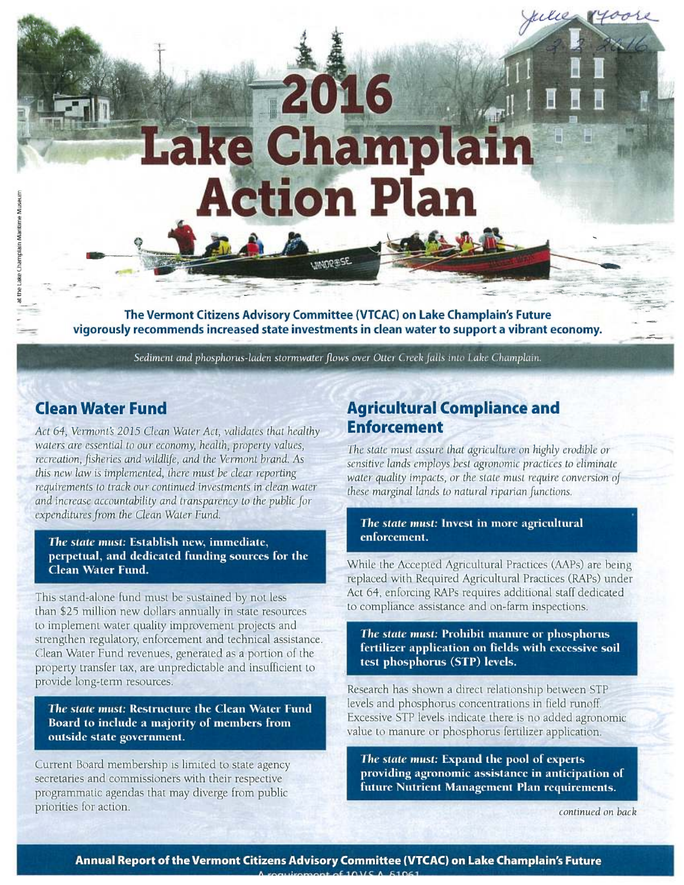# 2016 Lake Champlain Action Plan

**The Vermont Citizens Advisory Committee (VTCAC) on Lake Champlain's Future vigorously recommends increased state investments in clean water to support a vibrant economy.**

*Sediment and phosphorus-laden stormwater flows over Otter Creek falls into Lake Champlain.*

## Clean Water Fund

*Act 64, Vermont's 2015 Clean Water Act, validates that healthy waters are essential to our economy, health, property values, recreation, fisheries and wildlife, and the Vermont brand. As this new law is implemented, there must be clear reporting requirements to track our continued investments in clean water and increase accountability and transparency to the public for expenditures from the Clean Water Fund.*

***The state must:* Establish new, immediate, perpetual, and dedicated funding sources for the Clean Water Fund.**

This stand-alone fund must be sustained by not less than $25 million new dollars annually in state resources to implement water quality improvement projects and strengthen regulatory, enforcement and technical assistance. Clean Water Fund revenues, generated as a portion of the property transfer tax, are unpredictable and insufficient to provide long-term resources.

***The state must:* Restructure the Clean Water Fund Board to include a majority of members from outside state government.**

Current Board membership is limited to state agency secretaries and commissioners with their respective programmatic agendas that may diverge from public priorities for action.

## Agricultural Compliance and Enforcement

*The state must assure that agriculture on highly erodible or sensitive lands employs best agronomic practices to eliminate water quality impacts, or the state must require conversion of these marginal lands to natural riparian functions.*

***The state must:* Invest in more agricultural enforcement.**

While the Accepted Agricultural Practices (AAPs) are being replaced with Required Agricultural Practices (RAPs) under Act 64, enforcing RAPs requires additional staff dedicated to compliance assistance and on-farm inspections.

***The state must:* Prohibit manure or phosphorus fertilizer application on fields with excessive soil test phosphorus (STP) levels.**

Research has shown a direct relationship between STP levels and phosphorus concentrations in field runoff. Excessive STP levels indicate there is no added agronomic value to manure or phosphorus fertilizer application.

***The state must:* Expand the pool of experts providing agronomic assistance in anticipation of future Nutrient Management Plan requirements.**

*continued on back*

**Annual Report of the Vermont Citizens Advisory Committee (VTCAC) on Lake Champlain's Future**

A requirement of 10 V.S.A. §1961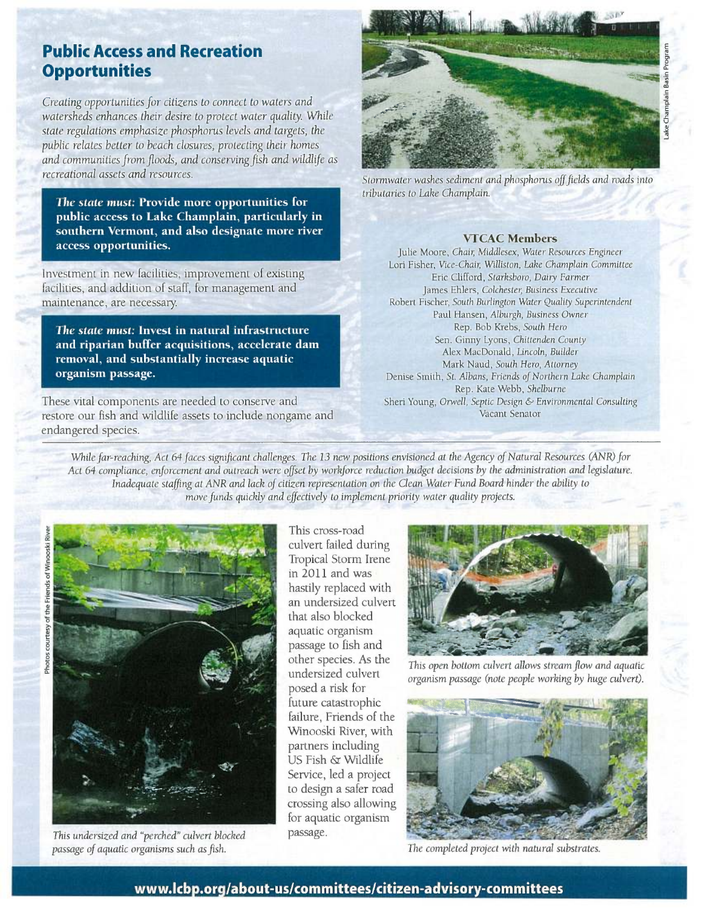## Public Access and Recreation Opportunities

*Creating opportunities for citizens to connect to waters and watersheds enhances their desire to protect water quality. While state regulations emphasize phosphorus levels and targets, the public relates better to beach closures, protecting their homes and communities from floods, and conserving fish and wildlife as recreational assets and resources.*

***The state must:* Provide more opportunities for public access to Lake Champlain, particularly in southern Vermont, and also designate more river access opportunities.**

Investment in new facilities, improvement of existing facilities, and addition of staff, for management and maintenance, are necessary.

***The state must:* Invest in natural infrastructure and riparian buffer acquisitions, accelerate dam removal, and substantially increase aquatic organism passage.**

These vital components are needed to conserve and restore our fish and wildlife assets to include nongame and endangered species.

Lake Champlain Basin Program

*Stormwater washes sediment and phosphorus off fields and roads into tributaries to Lake Champlain.*

### VTCAC Members

Julie Moore, *Chair, Middlesex, Water Resources Engineer*
Lori Fisher, *Vice-Chair, Williston, Lake Champlain Committee*
Eric Clifford, *Starksboro, Dairy Farmer*
James Ehlers, *Colchester, Business Executive*
Robert Fischer, *South Burlington Water Quality Superintendent*
Paul Hansen, *Alburgh, Business Owner*
Rep. Bob Krebs, *South Hero*
Sen. Ginny Lyons, *Chittenden County*
Alex MacDonald, *Lincoln, Builder*
Mark Naud, *South Hero, Attorney*
Denise Smith, *St. Albans, Friends of Northern Lake Champlain*
Rep. Kate Webb, *Shelburne*
Sheri Young, *Orwell, Septic Design & Environmental Consulting*
Vacant Senator

*While far-reaching, Act 64 faces significant challenges. The 13 new positions envisioned at the Agency of Natural Resources (ANR) for Act 64 compliance, enforcement and outreach were offset by workforce reduction budget decisions by the administration and legislature. Inadequate staffing at ANR and lack of citizen representation on the Clean Water Fund Board hinder the ability to move funds quickly and effectively to implement priority water quality projects.*

Photos courtesy of the Friends of Winooski River

*This undersized and "perched" culvert blocked passage of aquatic organisms such as fish.*

This cross-road culvert failed during Tropical Storm Irene in 2011 and was hastily replaced with an undersized culvert that also blocked aquatic organism passage to fish and other species. As the undersized culvert posed a risk for future catastrophic failure, Friends of the Winooski River, with partners including US Fish & Wildlife Service, led a project to design a safer road crossing also allowing for aquatic organism passage.

*This open bottom culvert allows stream flow and aquatic organism passage (note people working by huge culvert).*

*The completed project with natural substrates.*

**www.lcbp.org/about-us/committees/citizen-advisory-committees**